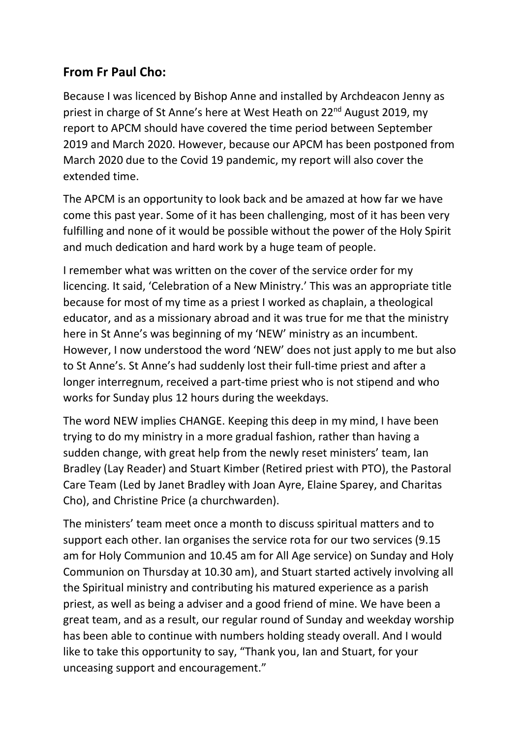## From Fr Paul Cho:

Because I was licenced by Bishop Anne and installed by Archdeacon Jenny as priest in charge of St Anne's here at West Heath on 22nd August 2019, my report to APCM should have covered the time period between September 2019 and March 2020. However, because our APCM has been postponed from March 2020 due to the Covid 19 pandemic, my report will also cover the extended time.

The APCM is an opportunity to look back and be amazed at how far we have come this past year. Some of it has been challenging, most of it has been very fulfilling and none of it would be possible without the power of the Holy Spirit and much dedication and hard work by a huge team of people.

I remember what was written on the cover of the service order for my licencing. It said, 'Celebration of a New Ministry.' This was an appropriate title because for most of my time as a priest I worked as chaplain, a theological educator, and as a missionary abroad and it was true for me that the ministry here in St Anne's was beginning of my 'NEW' ministry as an incumbent. However, I now understood the word 'NEW' does not just apply to me but also to St Anne's. St Anne's had suddenly lost their full-time priest and after a longer interregnum, received a part-time priest who is not stipend and who works for Sunday plus 12 hours during the weekdays.

The word NEW implies CHANGE. Keeping this deep in my mind, I have been trying to do my ministry in a more gradual fashion, rather than having a sudden change, with great help from the newly reset ministers' team, Ian Bradley (Lay Reader) and Stuart Kimber (Retired priest with PTO), the Pastoral Care Team (Led by Janet Bradley with Joan Ayre, Elaine Sparey, and Charitas Cho), and Christine Price (a churchwarden).

The ministers' team meet once a month to discuss spiritual matters and to support each other. Ian organises the service rota for our two services (9.15 am for Holy Communion and 10.45 am for All Age service) on Sunday and Holy Communion on Thursday at 10.30 am), and Stuart started actively involving all the Spiritual ministry and contributing his matured experience as a parish priest, as well as being a adviser and a good friend of mine. We have been a great team, and as a result, our regular round of Sunday and weekday worship has been able to continue with numbers holding steady overall. And I would like to take this opportunity to say, "Thank you, Ian and Stuart, for your unceasing support and encouragement."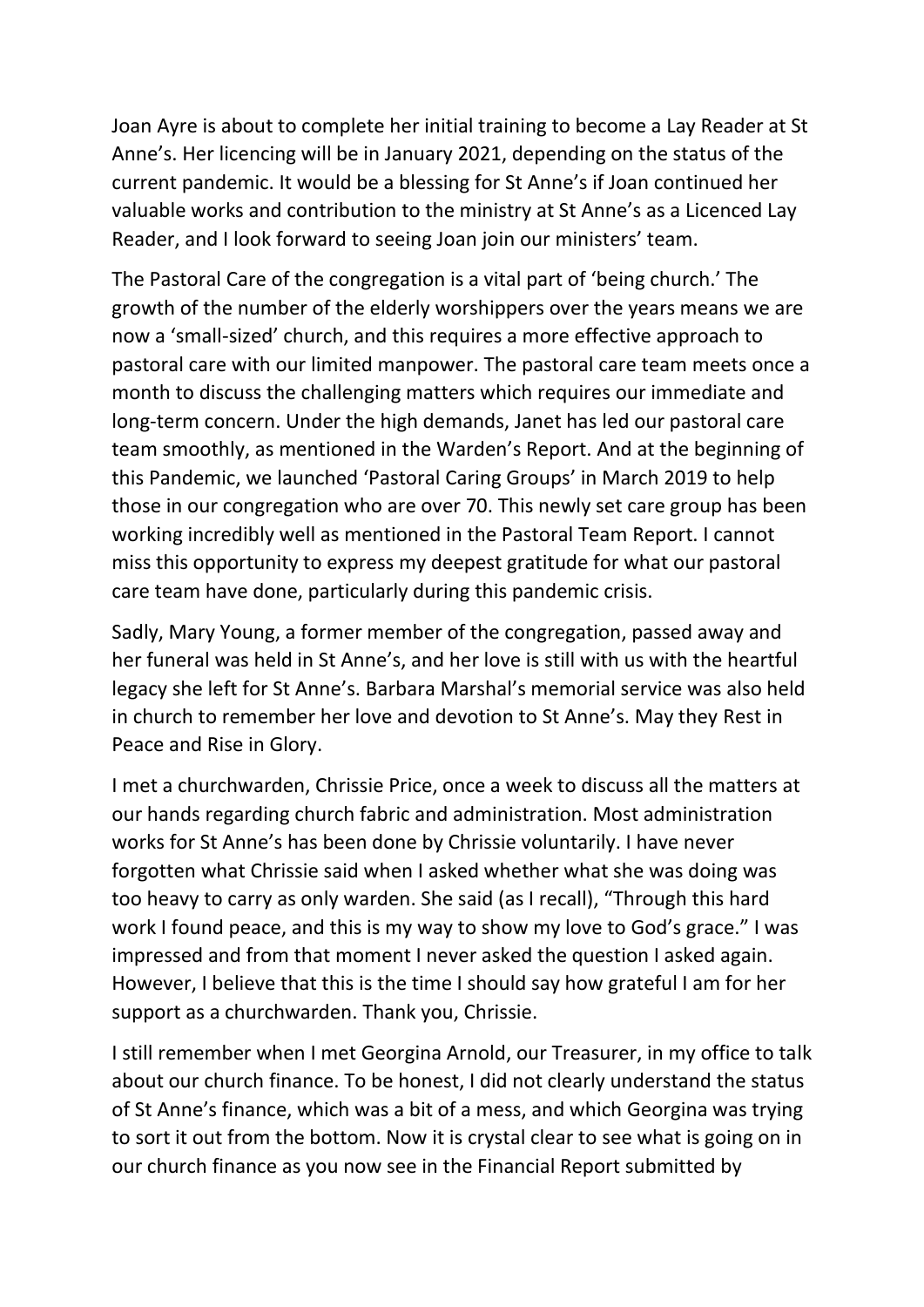Joan Ayre is about to complete her initial training to become a Lay Reader at St Anne's. Her licencing will be in January 2021, depending on the status of the current pandemic. It would be a blessing for St Anne's if Joan continued her valuable works and contribution to the ministry at St Anne's as a Licenced Lay Reader, and I look forward to seeing Joan join our ministers' team.

The Pastoral Care of the congregation is a vital part of 'being church.' The growth of the number of the elderly worshippers over the years means we are now a 'small-sized' church, and this requires a more effective approach to pastoral care with our limited manpower. The pastoral care team meets once a month to discuss the challenging matters which requires our immediate and long-term concern. Under the high demands, Janet has led our pastoral care team smoothly, as mentioned in the Warden's Report. And at the beginning of this Pandemic, we launched 'Pastoral Caring Groups' in March 2019 to help those in our congregation who are over 70. This newly set care group has been working incredibly well as mentioned in the Pastoral Team Report. I cannot miss this opportunity to express my deepest gratitude for what our pastoral care team have done, particularly during this pandemic crisis.

Sadly, Mary Young, a former member of the congregation, passed away and her funeral was held in St Anne's, and her love is still with us with the heartful legacy she left for St Anne's. Barbara Marshal's memorial service was also held in church to remember her love and devotion to St Anne's. May they Rest in Peace and Rise in Glory.

I met a churchwarden, Chrissie Price, once a week to discuss all the matters at our hands regarding church fabric and administration. Most administration works for St Anne's has been done by Chrissie voluntarily. I have never forgotten what Chrissie said when I asked whether what she was doing was too heavy to carry as only warden. She said (as I recall), "Through this hard work I found peace, and this is my way to show my love to God's grace." I was impressed and from that moment I never asked the question I asked again. However, I believe that this is the time I should say how grateful I am for her support as a churchwarden. Thank you, Chrissie.

I still remember when I met Georgina Arnold, our Treasurer, in my office to talk about our church finance. To be honest, I did not clearly understand the status of St Anne's finance, which was a bit of a mess, and which Georgina was trying to sort it out from the bottom. Now it is crystal clear to see what is going on in our church finance as you now see in the Financial Report submitted by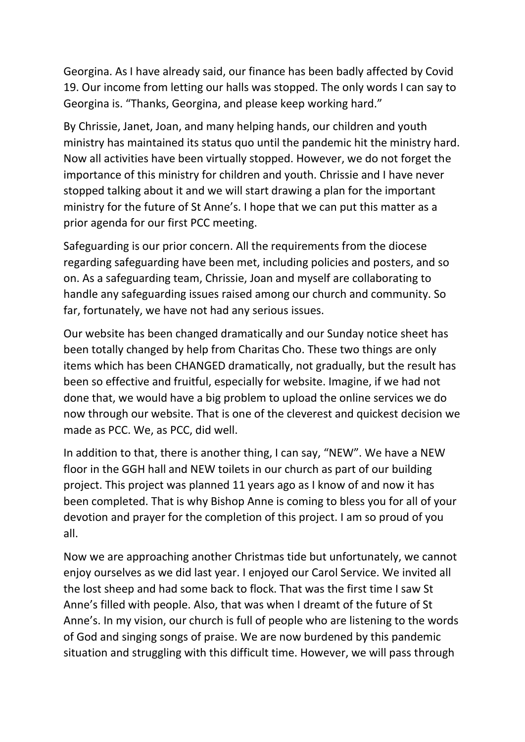Georgina. As I have already said, our finance has been badly affected by Covid 19. Our income from letting our halls was stopped. The only words I can say to Georgina is. "Thanks, Georgina, and please keep working hard."

By Chrissie, Janet, Joan, and many helping hands, our children and youth ministry has maintained its status quo until the pandemic hit the ministry hard. Now all activities have been virtually stopped. However, we do not forget the importance of this ministry for children and youth. Chrissie and I have never stopped talking about it and we will start drawing a plan for the important ministry for the future of St Anne's. I hope that we can put this matter as a prior agenda for our first PCC meeting.

Safeguarding is our prior concern. All the requirements from the diocese regarding safeguarding have been met, including policies and posters, and so on. As a safeguarding team, Chrissie, Joan and myself are collaborating to handle any safeguarding issues raised among our church and community. So far, fortunately, we have not had any serious issues.

Our website has been changed dramatically and our Sunday notice sheet has been totally changed by help from Charitas Cho. These two things are only items which has been CHANGED dramatically, not gradually, but the result has been so effective and fruitful, especially for website. Imagine, if we had not done that, we would have a big problem to upload the online services we do now through our website. That is one of the cleverest and quickest decision we made as PCC. We, as PCC, did well.

In addition to that, there is another thing, I can say, "NEW". We have a NEW floor in the GGH hall and NEW toilets in our church as part of our building project. This project was planned 11 years ago as I know of and now it has been completed. That is why Bishop Anne is coming to bless you for all of your devotion and prayer for the completion of this project. I am so proud of you all.

Now we are approaching another Christmas tide but unfortunately, we cannot enjoy ourselves as we did last year. I enjoyed our Carol Service. We invited all the lost sheep and had some back to flock. That was the first time I saw St Anne's filled with people. Also, that was when I dreamt of the future of St Anne's. In my vision, our church is full of people who are listening to the words of God and singing songs of praise. We are now burdened by this pandemic situation and struggling with this difficult time. However, we will pass through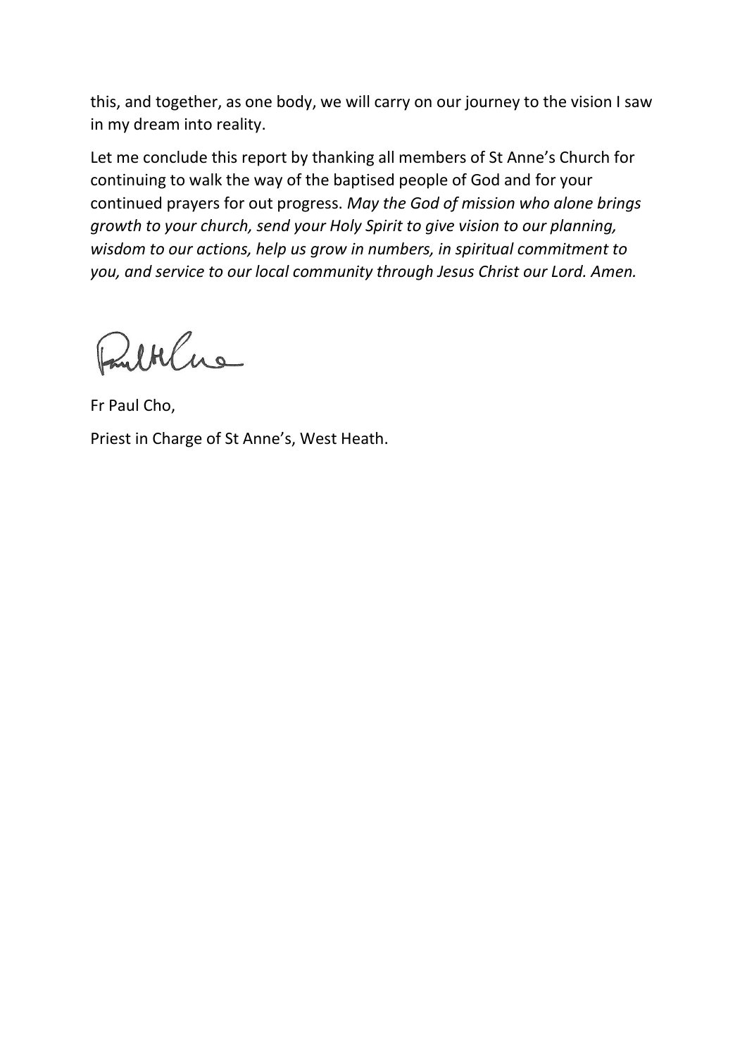this, and together, as one body, we will carry on our journey to the vision I saw in my dream into reality.

Let me conclude this report by thanking all members of St Anne's Church for continuing to walk the way of the baptised people of God and for your continued prayers for out progress. *May the God of mission who alone brings growth to your church, send your Holy Spirit to give vision to our planning, wisdom to our actions, help us grow in numbers, in spiritual commitment to you, and service to our local community through Jesus Christ our Lord. Amen.*

Fr Paul Cho,

Priest in Charge of St Anne's, West Heath.